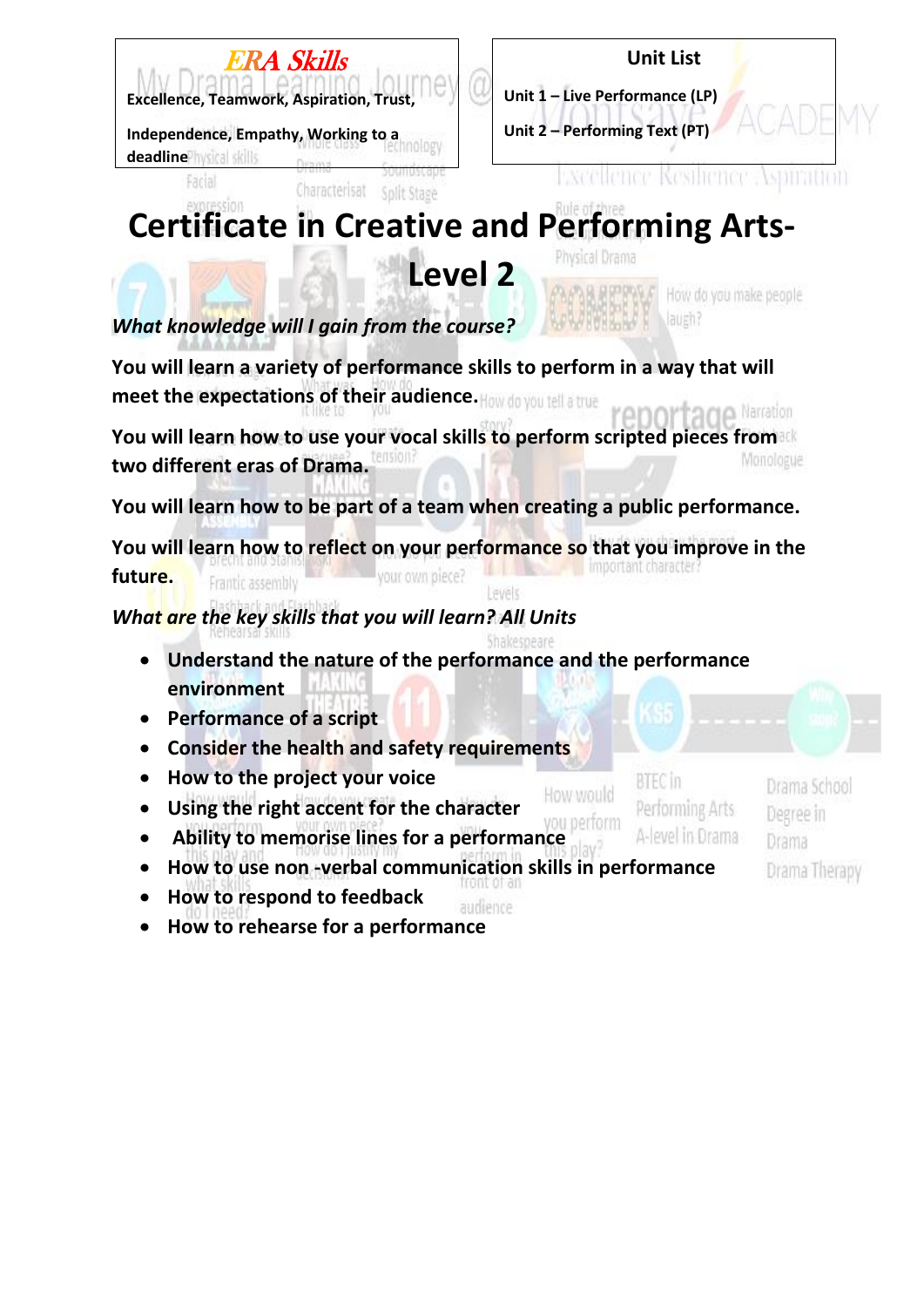**ERA Skills**

**Excellence, Teamwork, Aspiration, Trust,**

**Independence, Empathy, Working to a deadline**

**Unit List**

**Unit 1 – Live Performance (LP)**

**Unit 2 – Performing Text (PT)**

# Certificate in Creative and Performing Arts- Level 2

***What knowledge will I gain from the course?***

**You will learn a variety of performance skills to perform in a way that will meet the expectations of their audience.**

**You will learn how to use your vocal skills to perform scripted pieces from two different eras of Drama.**

**You will learn how to be part of a team when creating a public performance.**

**You will learn how to reflect on your performance so that you improve in the future.**

***What are the key skills that you will learn? All Units***

- **Understand the nature of the performance and the performance environment**
- **Performance of a script**
- **Consider the health and safety requirements**
- **How to the project your voice**
- **Using the right accent for the character**
- **Ability to memorise lines for a performance**
- **How to use non -verbal communication skills in performance**
- **How to respond to feedback**
- **How to rehearse for a performance**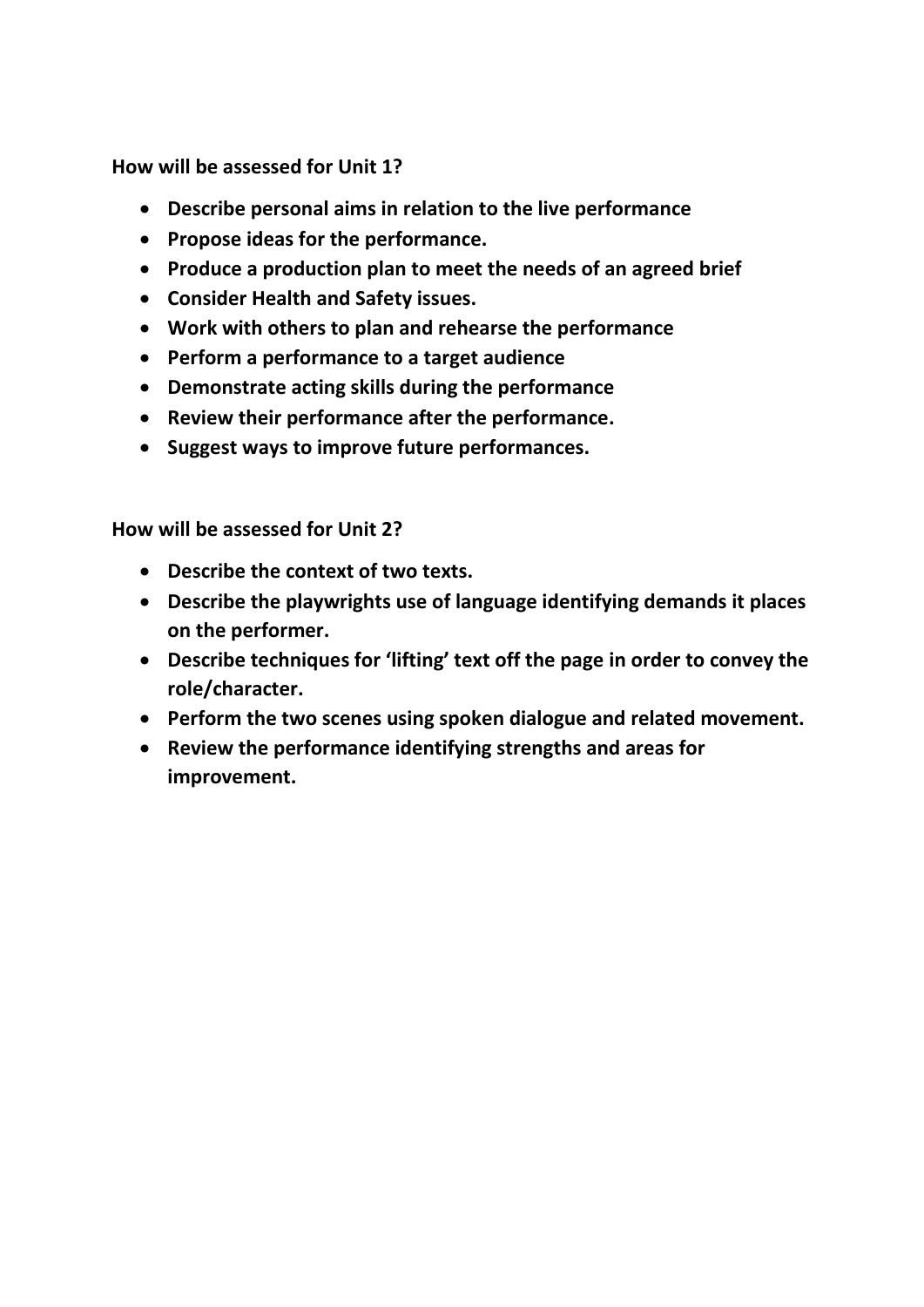**How will be assessed for Unit 1?**

- **Describe personal aims in relation to the live performance**
- **Propose ideas for the performance.**
- **Produce a production plan to meet the needs of an agreed brief**
- **Consider Health and Safety issues.**
- **Work with others to plan and rehearse the performance**
- **Perform a performance to a target audience**
- **Demonstrate acting skills during the performance**
- **Review their performance after the performance.**
- **Suggest ways to improve future performances.**

**How will be assessed for Unit 2?**

- **Describe the context of two texts.**
- **Describe the playwrights use of language identifying demands it places on the performer.**
- **Describe techniques for 'lifting' text off the page in order to convey the role/character.**
- **Perform the two scenes using spoken dialogue and related movement.**
- **Review the performance identifying strengths and areas for improvement.**